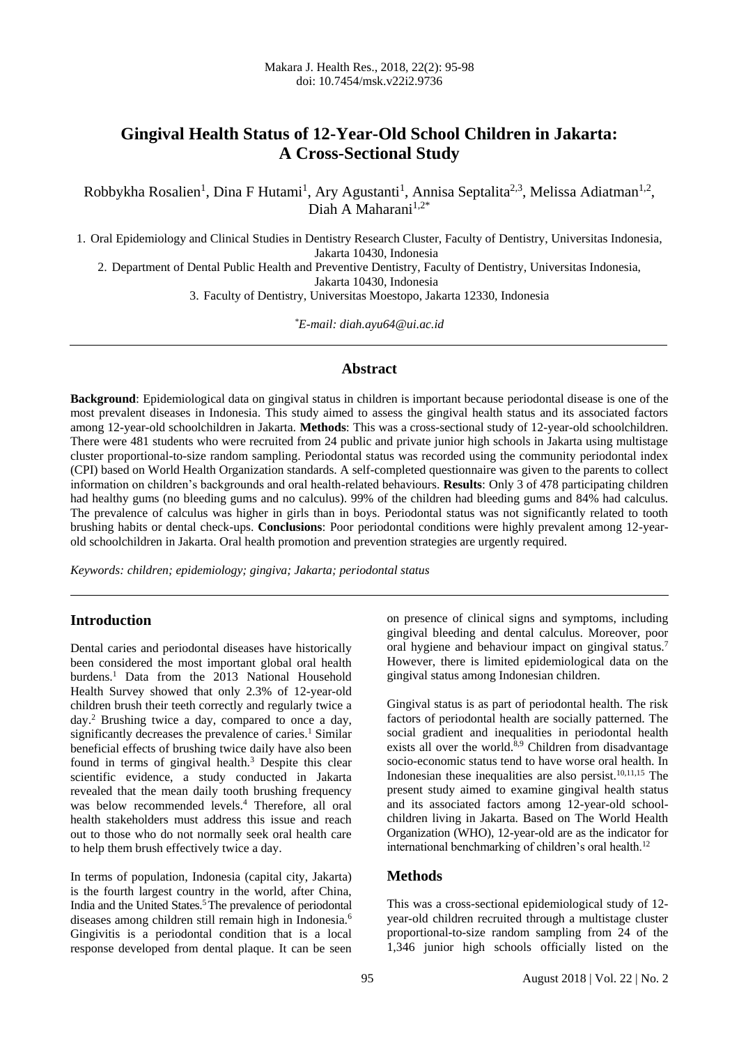# Gingival Health Status of 12-Year-Old School Children in Jakarta: A Cross-Sectional Study

Robbykha Rosalien[1], Dina F Hutami[1], Ary Agustanti[1], Annisa Septalita[2,3], Melissa Adiatman[1,2], Diah A Maharani[1,2*]

1. Oral Epidemiology and Clinical Studies in Dentistry Research Cluster, Faculty of Dentistry, Universitas Indonesia, Jakarta 10430, Indonesia
2. Department of Dental Public Health and Preventive Dentistry, Faculty of Dentistry, Universitas Indonesia, Jakarta 10430, Indonesia
3. Faculty of Dentistry, Universitas Moestopo, Jakarta 12330, Indonesia

*[*]E-mail: diah.ayu64@ui.ac.id*

## Abstract

**Background**: Epidemiological data on gingival status in children is important because periodontal disease is one of the most prevalent diseases in Indonesia. This study aimed to assess the gingival health status and its associated factors among 12-year-old schoolchildren in Jakarta. **Methods**: This was a cross-sectional study of 12-year-old schoolchildren. There were 481 students who were recruited from 24 public and private junior high schools in Jakarta using multistage cluster proportional-to-size random sampling. Periodontal status was recorded using the community periodontal index (CPI) based on World Health Organization standards. A self-completed questionnaire was given to the parents to collect information on children's backgrounds and oral health-related behaviours. **Results**: Only 3 of 478 participating children had healthy gums (no bleeding gums and no calculus). 99% of the children had bleeding gums and 84% had calculus. The prevalence of calculus was higher in girls than in boys. Periodontal status was not significantly related to tooth brushing habits or dental check-ups. **Conclusions**: Poor periodontal conditions were highly prevalent among 12-year-old schoolchildren in Jakarta. Oral health promotion and prevention strategies are urgently required.

*Keywords: children; epidemiology; gingiva; Jakarta; periodontal status*

## Introduction

Dental caries and periodontal diseases have historically been considered the most important global oral health burdens.[1] Data from the 2013 National Household Health Survey showed that only 2.3% of 12-year-old children brush their teeth correctly and regularly twice a day.[2] Brushing twice a day, compared to once a day, significantly decreases the prevalence of caries.[1] Similar beneficial effects of brushing twice daily have also been found in terms of gingival health.[3] Despite this clear scientific evidence, a study conducted in Jakarta revealed that the mean daily tooth brushing frequency was below recommended levels.[4] Therefore, all oral health stakeholders must address this issue and reach out to those who do not normally seek oral health care to help them brush effectively twice a day.

In terms of population, Indonesia (capital city, Jakarta) is the fourth largest country in the world, after China, India and the United States.[5] The prevalence of periodontal diseases among children still remain high in Indonesia.[6] Gingivitis is a periodontal condition that is a local response developed from dental plaque. It can be seen on presence of clinical signs and symptoms, including gingival bleeding and dental calculus. Moreover, poor oral hygiene and behaviour impact on gingival status.[7] However, there is limited epidemiological data on the gingival status among Indonesian children.

Gingival status is as part of periodontal health. The risk factors of periodontal health are socially patterned. The social gradient and inequalities in periodontal health exists all over the world.[8,9] Children from disadvantage socio-economic status tend to have worse oral health. In Indonesian these inequalities are also persist.[10,11,15] The present study aimed to examine gingival health status and its associated factors among 12-year-old school-children living in Jakarta. Based on The World Health Organization (WHO), 12-year-old are as the indicator for international benchmarking of children's oral health.[12]

## Methods

This was a cross-sectional epidemiological study of 12-year-old children recruited through a multistage cluster proportional-to-size random sampling from 24 of the 1,346 junior high schools officially listed on the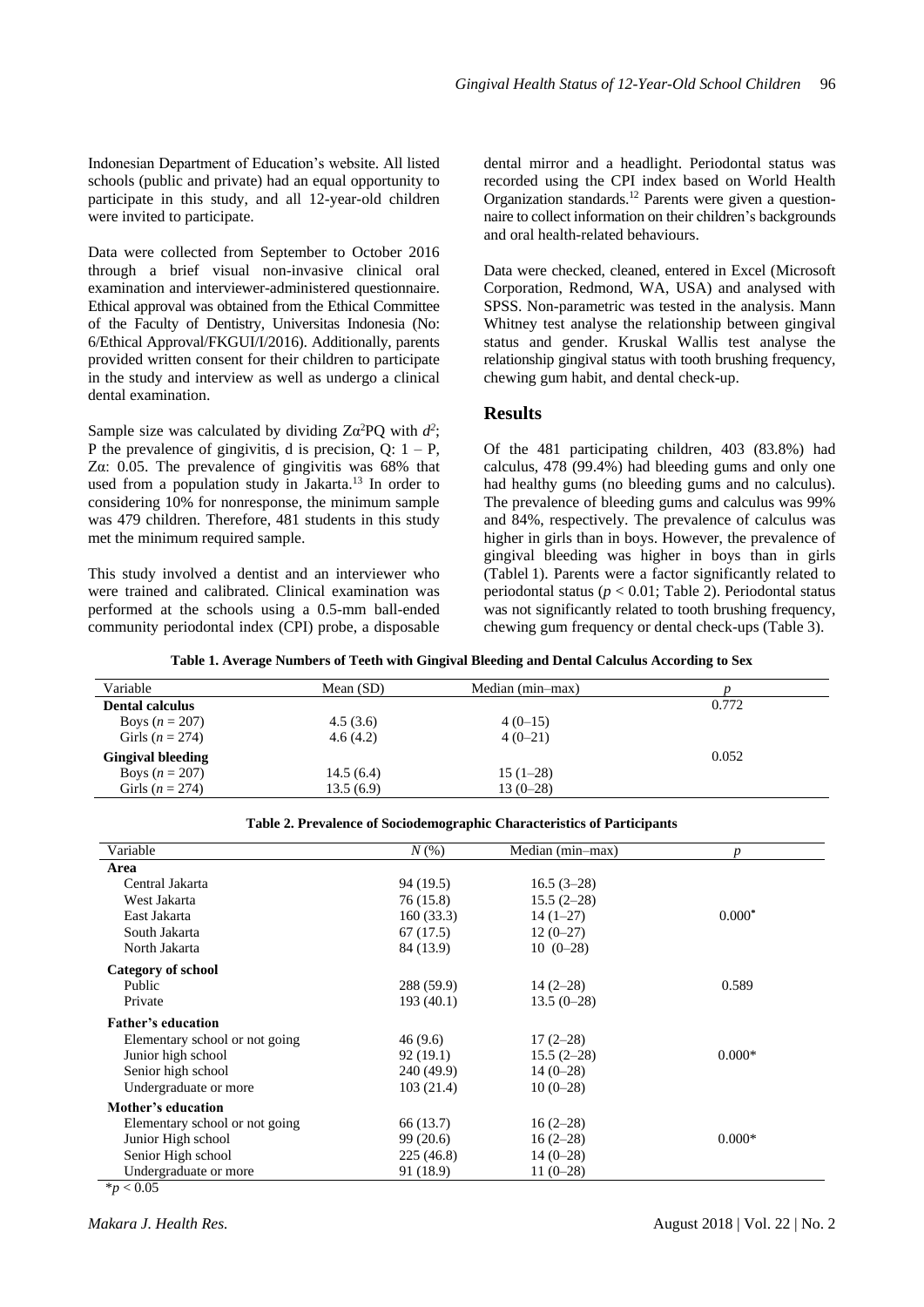Indonesian Department of Education's website. All listed schools (public and private) had an equal opportunity to participate in this study, and all 12-year-old children were invited to participate.

Data were collected from September to October 2016 through a brief visual non-invasive clinical oral examination and interviewer-administered questionnaire. Ethical approval was obtained from the Ethical Committee of the Faculty of Dentistry, Universitas Indonesia (No: 6/Ethical Approval/FKGUI/I/2016). Additionally, parents provided written consent for their children to participate in the study and interview as well as undergo a clinical dental examination.

Sample size was calculated by dividing $Z\alpha^2PQ$ with $d^2$; P the prevalence of gingivitis, d is precision, Q: $1 - P$, $Z\alpha$: 0.05. The prevalence of gingivitis was 68% that used from a population study in Jakarta.[13] In order to considering 10% for nonresponse, the minimum sample was 479 children. Therefore, 481 students in this study met the minimum required sample.

This study involved a dentist and an interviewer who were trained and calibrated. Clinical examination was performed at the schools using a 0.5-mm ball-ended community periodontal index (CPI) probe, a disposable dental mirror and a headlight. Periodontal status was recorded using the CPI index based on World Health Organization standards.[12] Parents were given a questionnaire to collect information on their children's backgrounds and oral health-related behaviours.

Data were checked, cleaned, entered in Excel (Microsoft Corporation, Redmond, WA, USA) and analysed with SPSS. Non-parametric was tested in the analysis. Mann Whitney test analyse the relationship between gingival status and gender. Kruskal Wallis test analyse the relationship gingival status with tooth brushing frequency, chewing gum habit, and dental check-up.

## Results

Of the 481 participating children, 403 (83.8%) had calculus, 478 (99.4%) had bleeding gums and only one had healthy gums (no bleeding gums and no calculus). The prevalence of bleeding gums and calculus was 99% and 84%, respectively. The prevalence of calculus was higher in girls than in boys. However, the prevalence of gingival bleeding was higher in boys than in girls (Tablel 1). Parents were a factor significantly related to periodontal status ($p < 0.01$; Table 2). Periodontal status was not significantly related to tooth brushing frequency, chewing gum frequency or dental check-ups (Table 3).

**Table 1. Average Numbers of Teeth with Gingival Bleeding and Dental Calculus According to Sex**

| Variable | Mean (SD) | Median (min–max) | *p* |
|---|---|---|---|
| **Dental calculus** | | | 0.772 |
| Boys (*n* = 207) | 4.5 (3.6) | 4 (0–15) | |
| Girls (*n* = 274) | 4.6 (4.2) | 4 (0–21) | |
| **Gingival bleeding** | | | 0.052 |
| Boys (*n* = 207) | 14.5 (6.4) | 15 (1–28) | |
| Girls (*n* = 274) | 13.5 (6.9) | 13 (0–28) | |

**Table 2. Prevalence of Sociodemographic Characteristics of Participants**

| Variable | *N* (%) | Median (min–max) | *p* |
|---|---|---|---|
| **Area** | | | |
| Central Jakarta | 94 (19.5) | 16.5 (3–28) | |
| West Jakarta | 76 (15.8) | 15.5 (2–28) | |
| East Jakarta | 160 (33.3) | 14 (1–27) | 0.000* |
| South Jakarta | 67 (17.5) | 12 (0–27) | |
| North Jakarta | 84 (13.9) | 10 (0–28) | |
| **Category of school** | | | |
| Public | 288 (59.9) | 14 (2–28) | 0.589 |
| Private | 193 (40.1) | 13.5 (0–28) | |
| **Father's education** | | | |
| Elementary school or not going | 46 (9.6) | 17 (2–28) | |
| Junior high school | 92 (19.1) | 15.5 (2–28) | 0.000* |
| Senior high school | 240 (49.9) | 14 (0–28) | |
| Undergraduate or more | 103 (21.4) | 10 (0–28) | |
| **Mother's education** | | | |
| Elementary school or not going | 66 (13.7) | 16 (2–28) | |
| Junior High school | 99 (20.6) | 16 (2–28) | 0.000* |
| Senior High school | 225 (46.8) | 14 (0–28) | |
| Undergraduate or more | 91 (18.9) | 11 (0–28) | |

*$p < 0.05$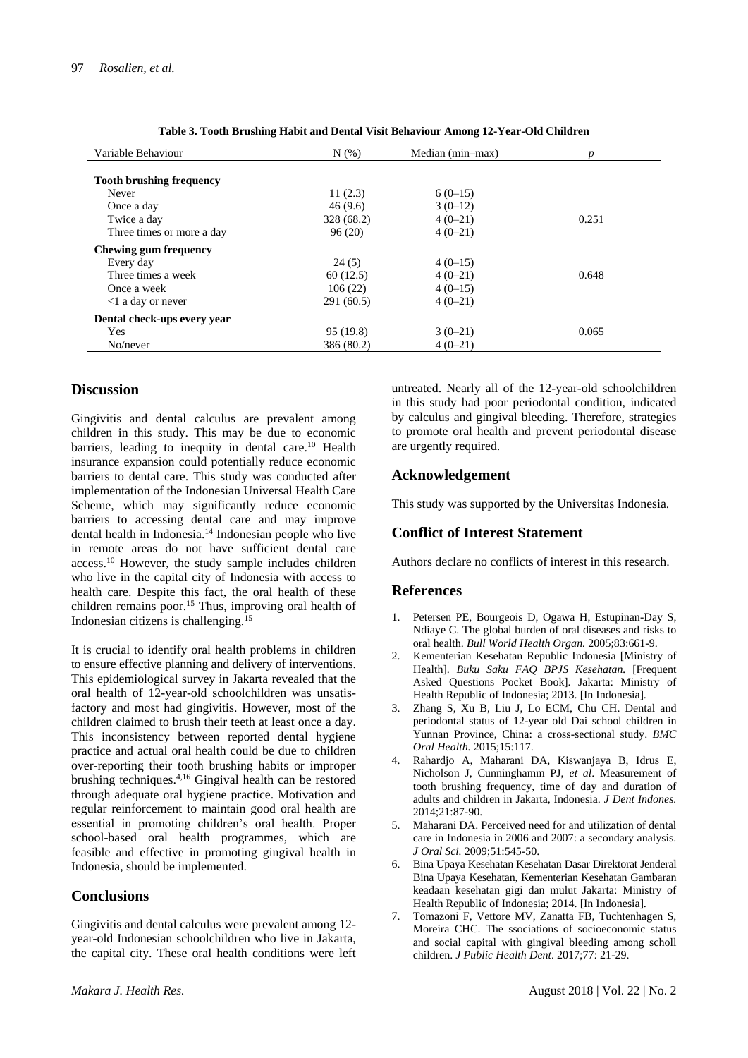**Table 3. Tooth Brushing Habit and Dental Visit Behaviour Among 12-Year-Old Children**

| Variable Behaviour | N (%) | Median (min–max) | *p* |
|---|---|---|---|
| **Tooth brushing frequency** | | | |
| Never | 11 (2.3) | 6 (0–15) | |
| Once a day | 46 (9.6) | 3 (0–12) | |
| Twice a day | 328 (68.2) | 4 (0–21) | 0.251 |
| Three times or more a day | 96 (20) | 4 (0–21) | |
| **Chewing gum frequency** | | | |
| Every day | 24 (5) | 4 (0–15) | |
| Three times a week | 60 (12.5) | 4 (0–21) | 0.648 |
| Once a week | 106 (22) | 4 (0–15) | |
| <1 a day or never | 291 (60.5) | 4 (0–21) | |
| **Dental check-ups every year** | | | |
| Yes | 95 (19.8) | 3 (0–21) | 0.065 |
| No/never | 386 (80.2) | 4 (0–21) | |

## Discussion

Gingivitis and dental calculus are prevalent among children in this study. This may be due to economic barriers, leading to inequity in dental care.[10] Health insurance expansion could potentially reduce economic barriers to dental care. This study was conducted after implementation of the Indonesian Universal Health Care Scheme, which may significantly reduce economic barriers to accessing dental care and may improve dental health in Indonesia.[14] Indonesian people who live in remote areas do not have sufficient dental care access.[10] However, the study sample includes children who live in the capital city of Indonesia with access to health care. Despite this fact, the oral health of these children remains poor.[15] Thus, improving oral health of Indonesian citizens is challenging.[15]

It is crucial to identify oral health problems in children to ensure effective planning and delivery of interventions. This epidemiological survey in Jakarta revealed that the oral health of 12-year-old schoolchildren was unsatisfactory and most had gingivitis. However, most of the children claimed to brush their teeth at least once a day. This inconsistency between reported dental hygiene practice and actual oral health could be due to children over-reporting their tooth brushing habits or improper brushing techniques.[4,16] Gingival health can be restored through adequate oral hygiene practice. Motivation and regular reinforcement to maintain good oral health are essential in promoting children's oral health. Proper school-based oral health programmes, which are feasible and effective in promoting gingival health in Indonesia, should be implemented.

## Conclusions

Gingivitis and dental calculus were prevalent among 12-year-old Indonesian schoolchildren who live in Jakarta, the capital city. These oral health conditions were left untreated. Nearly all of the 12-year-old schoolchildren in this study had poor periodontal condition, indicated by calculus and gingival bleeding. Therefore, strategies to promote oral health and prevent periodontal disease are urgently required.

## Acknowledgement

This study was supported by the Universitas Indonesia.

## Conflict of Interest Statement

Authors declare no conflicts of interest in this research.

## References

1. Petersen PE, Bourgeois D, Ogawa H, Estupinan-Day S, Ndiaye C. The global burden of oral diseases and risks to oral health. *Bull World Health Organ.* 2005;83:661-9.
2. Kementerian Kesehatan Republic Indonesia [Ministry of Health]. *Buku Saku FAQ BPJS Kesehatan.* [Frequent Asked Questions Pocket Book]. Jakarta: Ministry of Health Republic of Indonesia; 2013. [In Indonesia].
3. Zhang S, Xu B, Liu J, Lo ECM, Chu CH. Dental and periodontal status of 12-year old Dai school children in Yunnan Province, China: a cross-sectional study. *BMC Oral Health.* 2015;15:117.
4. Rahardjo A, Maharani DA, Kiswanjaya B, Idrus E, Nicholson J, Cunninghamm PJ, *et al*. Measurement of tooth brushing frequency, time of day and duration of adults and children in Jakarta, Indonesia. *J Dent Indones.* 2014;21:87-90.
5. Maharani DA. Perceived need for and utilization of dental care in Indonesia in 2006 and 2007: a secondary analysis. *J Oral Sci.* 2009;51:545-50.
6. Bina Upaya Kesehatan Kesehatan Dasar Direktorat Jenderal Bina Upaya Kesehatan, Kementerian Kesehatan Gambaran keadaan kesehatan gigi dan mulut Jakarta: Ministry of Health Republic of Indonesia; 2014. [In Indonesia].
7. Tomazoni F, Vettore MV, Zanatta FB, Tuchtenhagen S, Moreira CHC. The ssociations of socioeconomic status and social capital with gingival bleeding among scholl children. *J Public Health Dent*. 2017;77: 21-29.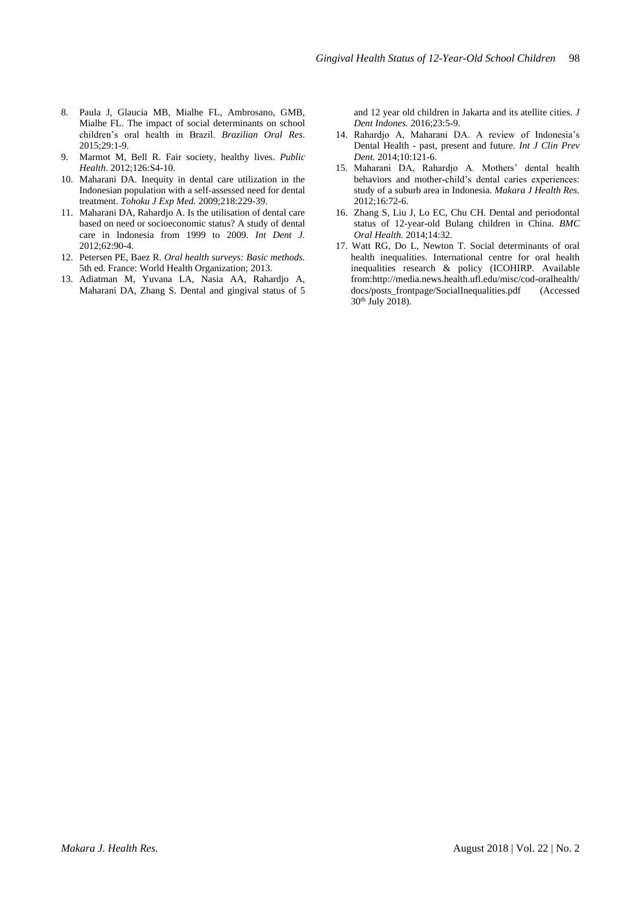8. Paula J, Glaucia MB, Mialhe FL, Ambrosano, GMB, Mialhe FL. The impact of social determinants on school children's oral health in Brazil. *Brazilian Oral Res*. 2015;29:1-9.
9. Marmot M, Bell R. Fair society, healthy lives. *Public Health*. 2012;126:S4-10.
10. Maharani DA. Inequity in dental care utilization in the Indonesian population with a self-assessed need for dental treatment. *Tohoku J Exp Med.* 2009;218:229-39.
11. Maharani DA, Rahardjo A. Is the utilisation of dental care based on need or socioeconomic status? A study of dental care in Indonesia from 1999 to 2009. *Int Dent J*. 2012;62:90-4.
12. Petersen PE, Baez R. *Oral health surveys: Basic methods.* 5th ed. France: World Health Organization; 2013.
13. Adiatman M, Yuvana LA, Nasia AA, Rahardjo A, Maharani DA, Zhang S. Dental and gingival status of 5 and 12 year old children in Jakarta and its atellite cities. *J Dent Indones.* 2016;23:5-9.
14. Rahardjo A, Maharani DA. A review of Indonesia's Dental Health - past, present and future. *Int J Clin Prev Dent.* 2014;10:121-6.
15. Maharani DA, Rahardjo A. Mothers' dental health behaviors and mother-child's dental caries experiences: study of a suburb area in Indonesia. *Makara J Health Res.* 2012;16:72-6.
16. Zhang S, Liu J, Lo EC, Chu CH. Dental and periodontal status of 12-year-old Bulang children in China. *BMC Oral Health.* 2014;14:32.
17. Watt RG, Do L, Newton T. Social determinants of oral health inequalities. International centre for oral health inequalities research & policy (ICOHIRP. Available from:http://media.news.health.ufl.edu/misc/cod-oralhealth/docs/posts_frontpage/SocialInequalities.pdf (Accessed 30th July 2018).